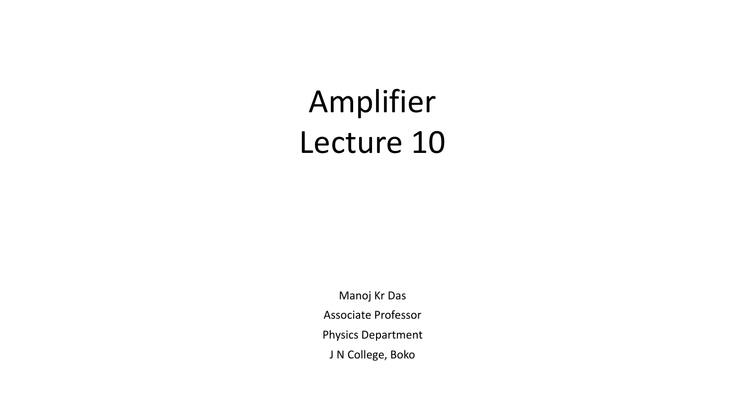# Amplifier
# Lecture 10

Manoj Kr Das

Associate Professor

Physics Department

J N College, Boko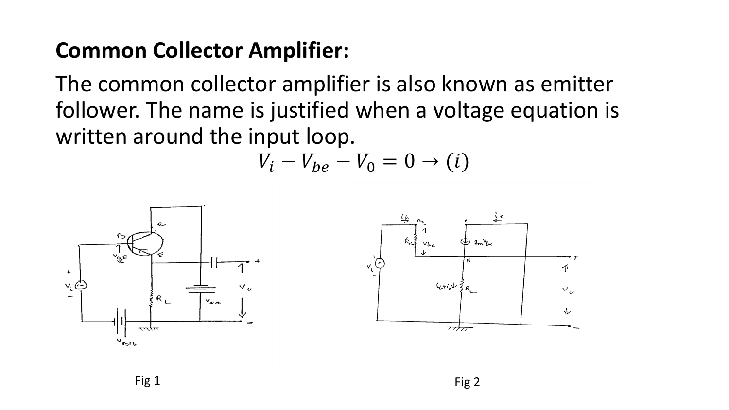## Common Collector Amplifier:

The common collector amplifier is also known as emitter follower. The name is justified when a voltage equation is written around the input loop.

$$V_i - V_{be} - V_0 = 0 \rightarrow (i)$$

Fig 1

Fig 2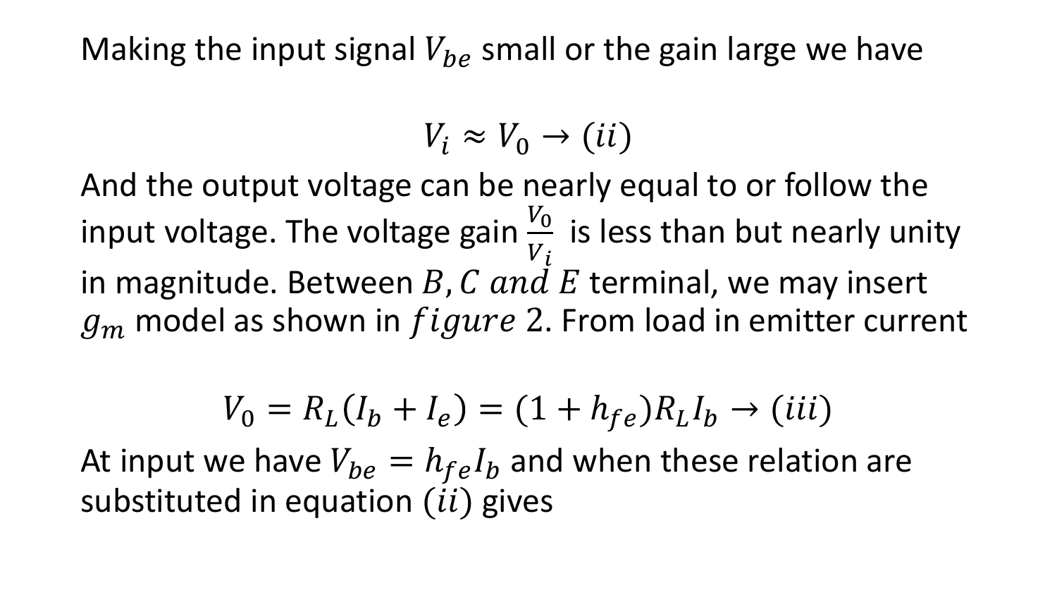Making the input signal $V_{be}$ small or the gain large we have

$$V_i \approx V_0 \rightarrow (ii)$$

And the output voltage can be nearly equal to or follow the input voltage. The voltage gain $\frac{V_0}{V_i}$ is less than but nearly unity in magnitude. Between $B, C\ and\ E$ terminal, we may insert $g_m$ model as shown in $figure$ 2. From load in emitter current

$$V_0 = R_L(I_b + I_e) = (1 + h_{fe})R_L I_b \rightarrow (iii)$$

At input we have $V_{be} = h_{fe} I_b$ and when these relation are substituted in equation $(ii)$ gives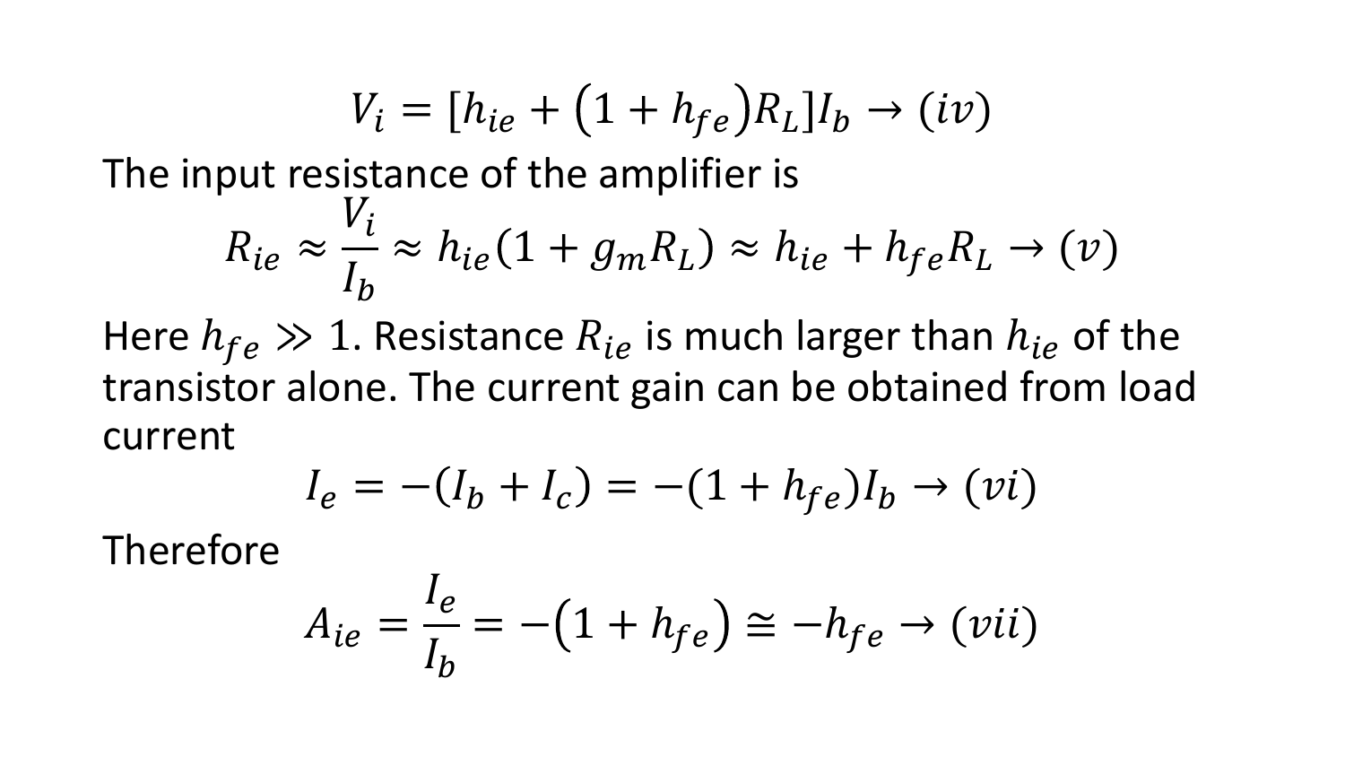$$V_i = [h_{ie} + (1 + h_{fe})R_L]I_b \rightarrow (iv)$$

The input resistance of the amplifier is

$$R_{ie} \approx \frac{V_i}{I_b} \approx h_{ie}(1 + g_m R_L) \approx h_{ie} + h_{fe}R_L \rightarrow (v)$$

Here $h_{fe} \gg 1$. Resistance $R_{ie}$ is much larger than $h_{ie}$ of the transistor alone. The current gain can be obtained from load current

$$I_e = -(I_b + I_c) = -(1 + h_{fe})I_b \rightarrow (vi)$$

Therefore

$$A_{ie} = \frac{I_e}{I_b} = -(1 + h_{fe}) \cong -h_{fe} \rightarrow (vii)$$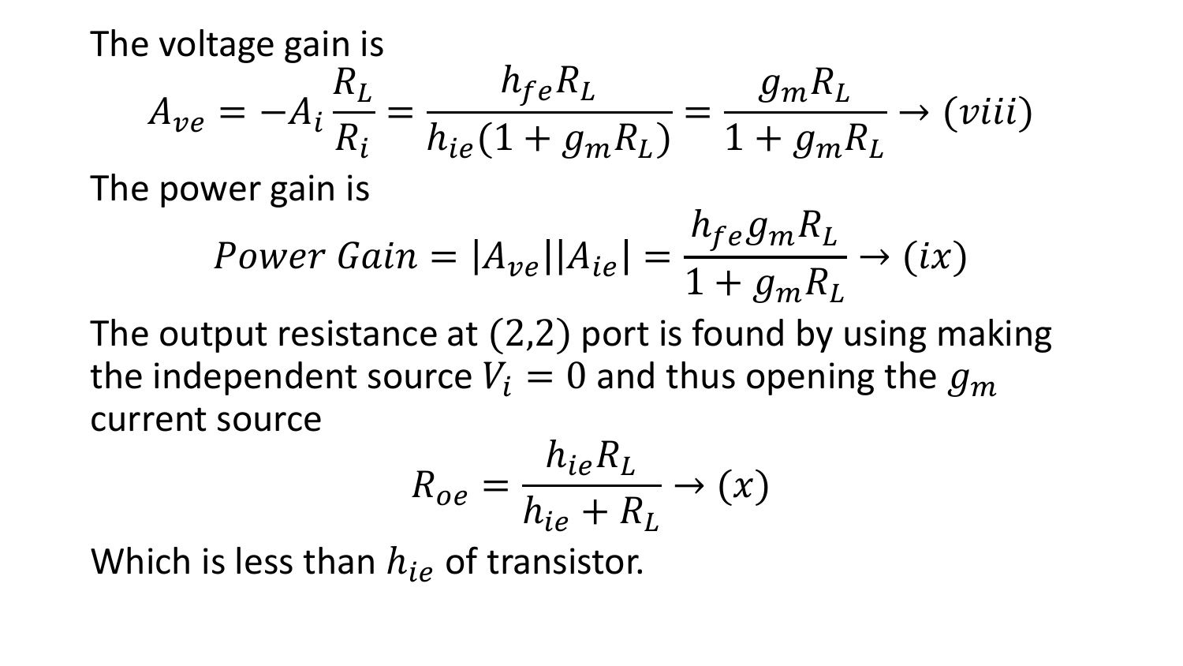The voltage gain is

$$A_{ve} = -A_i \frac{R_L}{R_i} = \frac{h_{fe} R_L}{h_{ie}(1 + g_m R_L)} = \frac{g_m R_L}{1 + g_m R_L} \rightarrow (viii)$$

The power gain is

$$Power\ Gain = |A_{ve}||A_{ie}| = \frac{h_{fe} g_m R_L}{1 + g_m R_L} \rightarrow (ix)$$

The output resistance at (2,2) port is found by using making the independent source $V_i = 0$ and thus opening the $g_m$ current source

$$R_{oe} = \frac{h_{ie} R_L}{h_{ie} + R_L} \rightarrow (x)$$

Which is less than $h_{ie}$ of transistor.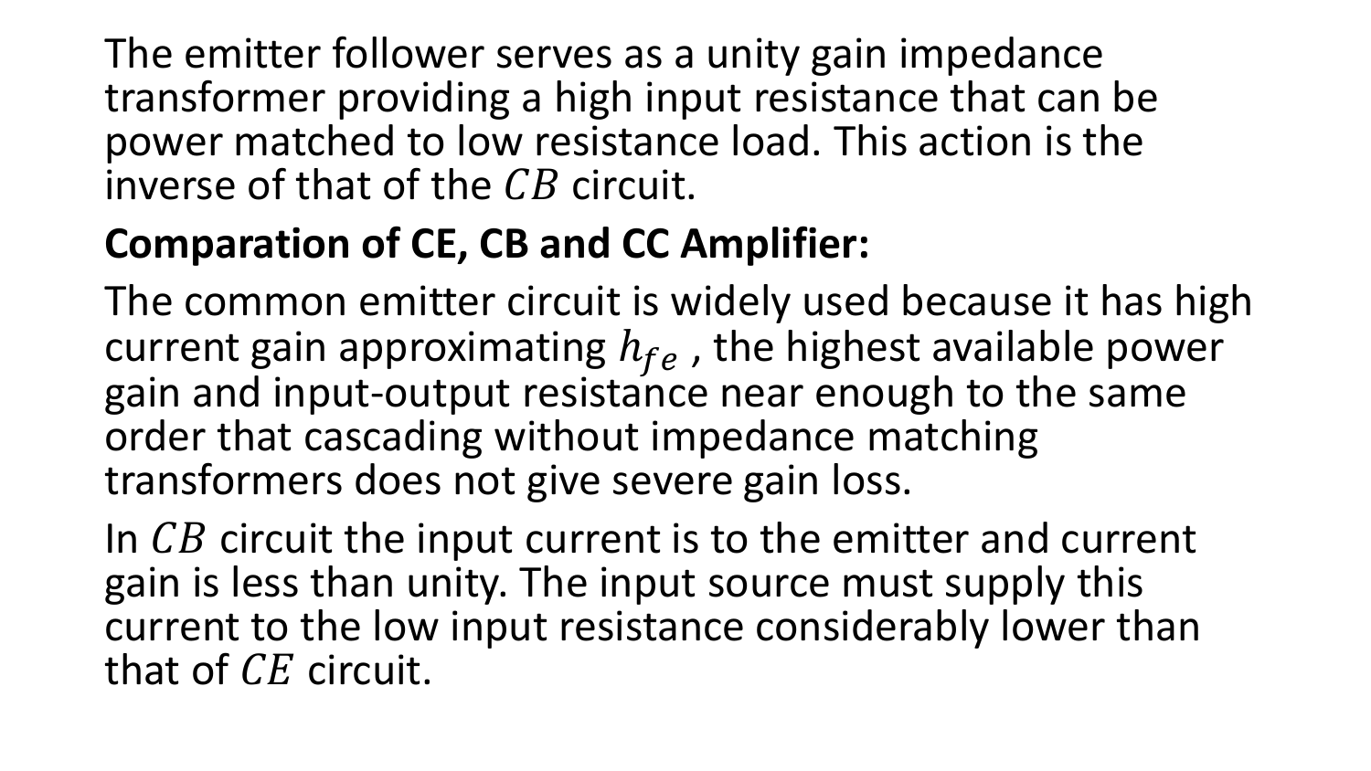The emitter follower serves as a unity gain impedance transformer providing a high input resistance that can be power matched to low resistance load. This action is the inverse of that of the $CB$ circuit.

**Comparation of CE, CB and CC Amplifier:**

The common emitter circuit is widely used because it has high current gain approximating $h_{fe}$ , the highest available power gain and input-output resistance near enough to the same order that cascading without impedance matching transformers does not give severe gain loss.

In $CB$ circuit the input current is to the emitter and current gain is less than unity. The input source must supply this current to the low input resistance considerably lower than that of $CE$ circuit.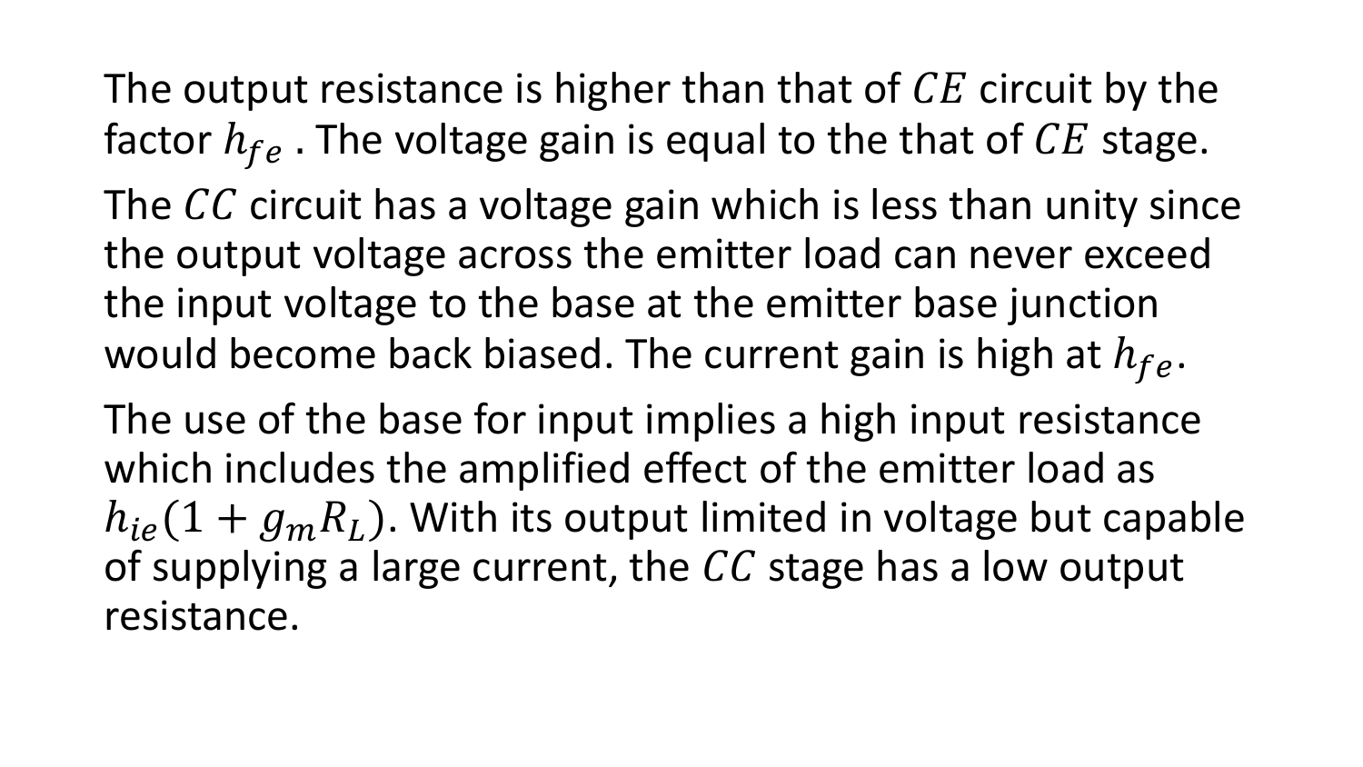The output resistance is higher than that of $CE$ circuit by the factor $h_{fe}$ . The voltage gain is equal to the that of $CE$ stage.

The $CC$ circuit has a voltage gain which is less than unity since the output voltage across the emitter load can never exceed the input voltage to the base at the emitter base junction would become back biased. The current gain is high at $h_{fe}$.

The use of the base for input implies a high input resistance which includes the amplified effect of the emitter load as $h_{ie}(1 + g_m R_L)$. With its output limited in voltage but capable of supplying a large current, the $CC$ stage has a low output resistance.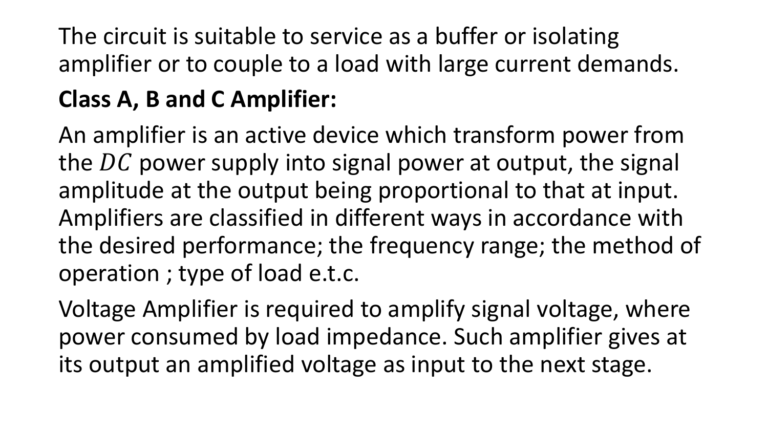The circuit is suitable to service as a buffer or isolating amplifier or to couple to a load with large current demands.

**Class A, B and C Amplifier:**

An amplifier is an active device which transform power from the $DC$ power supply into signal power at output, the signal amplitude at the output being proportional to that at input. Amplifiers are classified in different ways in accordance with the desired performance; the frequency range; the method of operation ; type of load e.t.c.

Voltage Amplifier is required to amplify signal voltage, where power consumed by load impedance. Such amplifier gives at its output an amplified voltage as input to the next stage.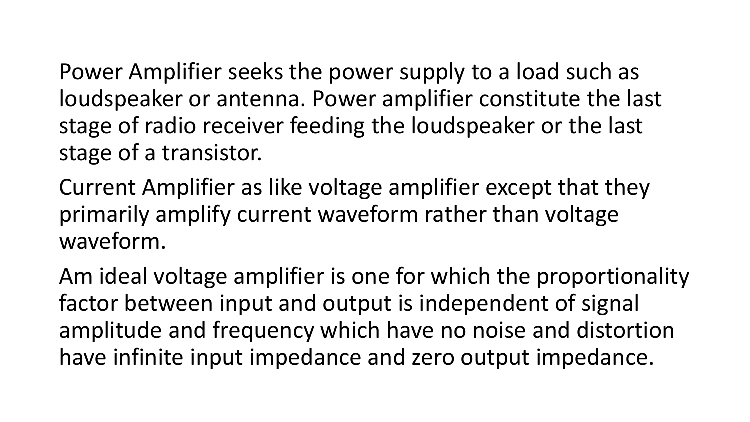Power Amplifier seeks the power supply to a load such as loudspeaker or antenna. Power amplifier constitute the last stage of radio receiver feeding the loudspeaker or the last stage of a transistor.

Current Amplifier as like voltage amplifier except that they primarily amplify current waveform rather than voltage waveform.

Am ideal voltage amplifier is one for which the proportionality factor between input and output is independent of signal amplitude and frequency which have no noise and distortion have infinite input impedance and zero output impedance.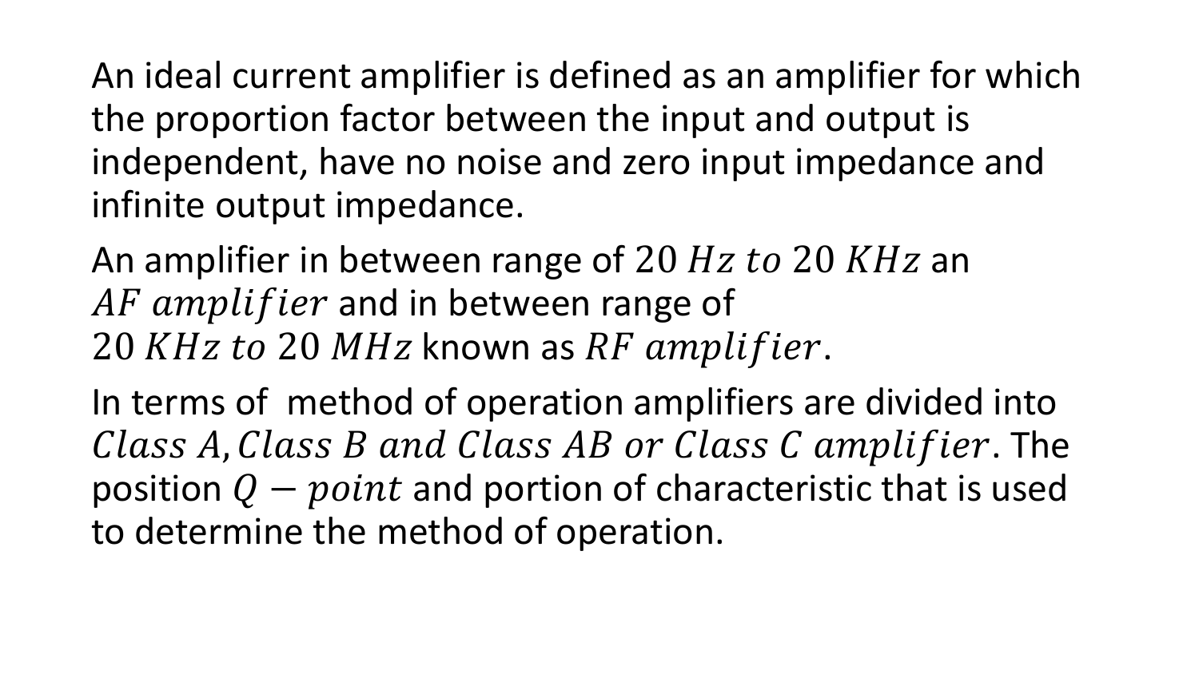An ideal current amplifier is defined as an amplifier for which the proportion factor between the input and output is independent, have no noise and zero input impedance and infinite output impedance.

An amplifier in between range of $20\ Hz\ to\ 20\ KHz$ an $AF\ amplifier$ and in between range of $20\ KHz\ to\ 20\ MHz$ known as $RF\ amplifier$.

In terms of method of operation amplifiers are divided into $Class\ A, Class\ B\ and\ Class\ AB\ or\ Class\ C\ amplifier$. The position $Q - point$ and portion of characteristic that is used to determine the method of operation.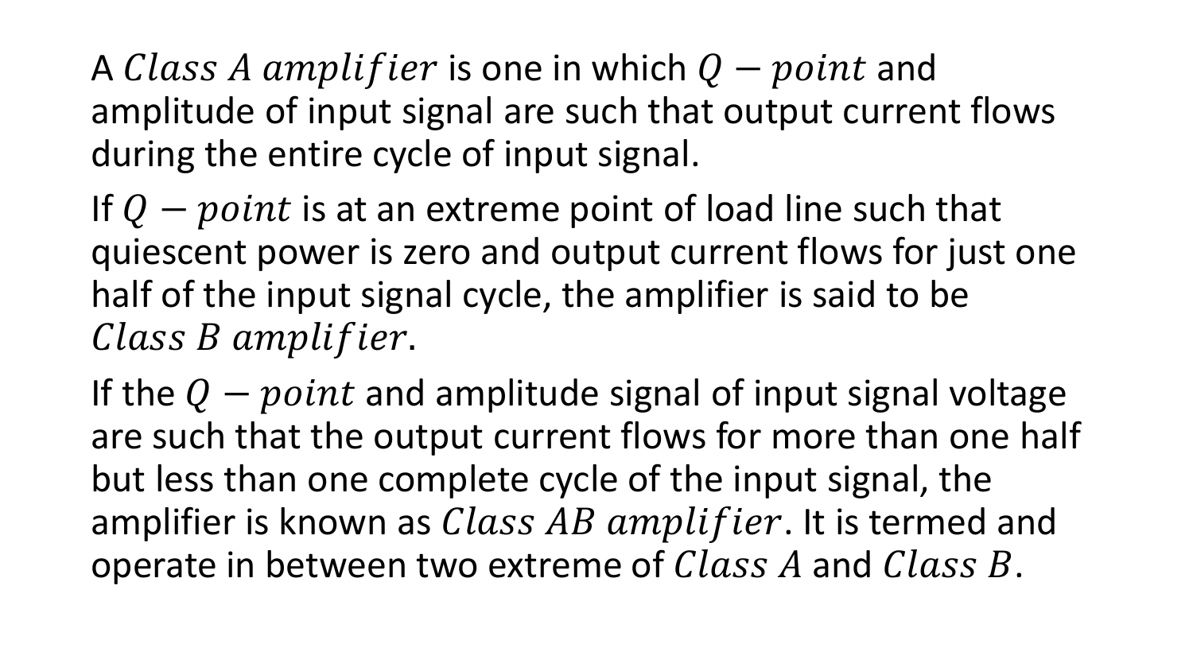A $Class\ A\ amplifier$ is one in which $Q - point$ and amplitude of input signal are such that output current flows during the entire cycle of input signal.

If $Q - point$ is at an extreme point of load line such that quiescent power is zero and output current flows for just one half of the input signal cycle, the amplifier is said to be $Class\ B\ amplifier$.

If the $Q - point$ and amplitude signal of input signal voltage are such that the output current flows for more than one half but less than one complete cycle of the input signal, the amplifier is known as $Class\ AB\ amplifier$. It is termed and operate in between two extreme of $Class\ A$ and $Class\ B$.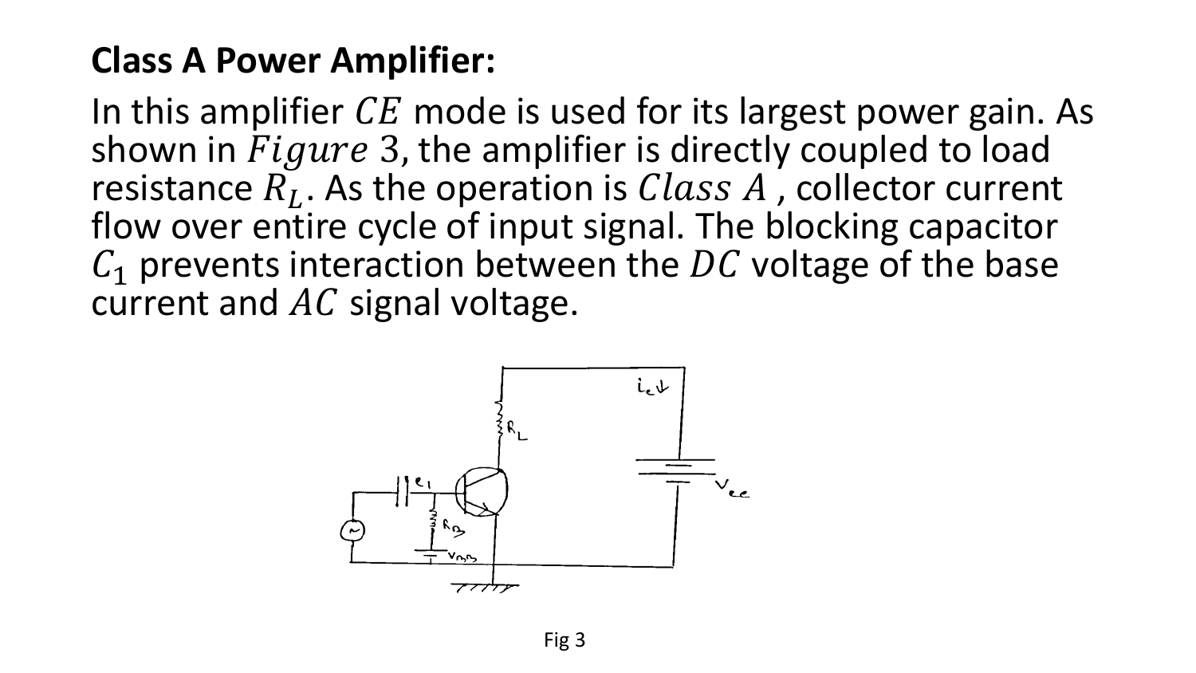## Class A Power Amplifier:

In this amplifier $CE$ mode is used for its largest power gain. As shown in $Figure\ 3$, the amplifier is directly coupled to load resistance $R_L$. As the operation is $Class\ A$ , collector current flow over entire cycle of input signal. The blocking capacitor $C_1$ prevents interaction between the $DC$ voltage of the base current and $AC$ signal voltage.

Fig 3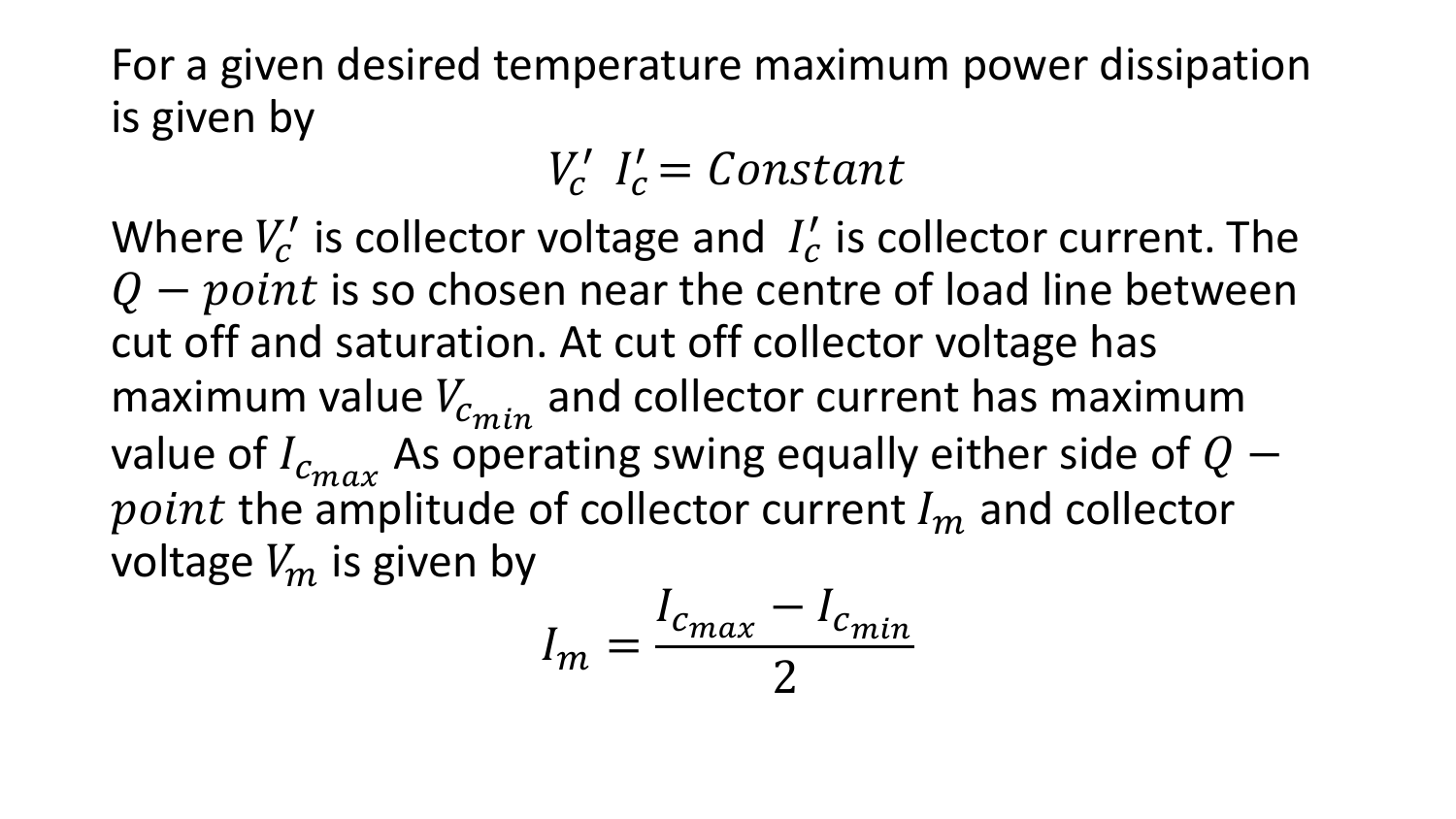For a given desired temperature maximum power dissipation is given by

$$V_c' \ I_c' = Constant$$

Where $V_c'$ is collector voltage and $I_c'$ is collector current. The $Q - point$ is so chosen near the centre of load line between cut off and saturation. At cut off collector voltage has maximum value $V_{c_{min}}$ and collector current has maximum value of $I_{c_{max}}$ As operating swing equally either side of $Q - point$ the amplitude of collector current $I_m$ and collector voltage $V_m$ is given by

$$I_m = \frac{I_{c_{max}} - I_{c_{min}}}{2}$$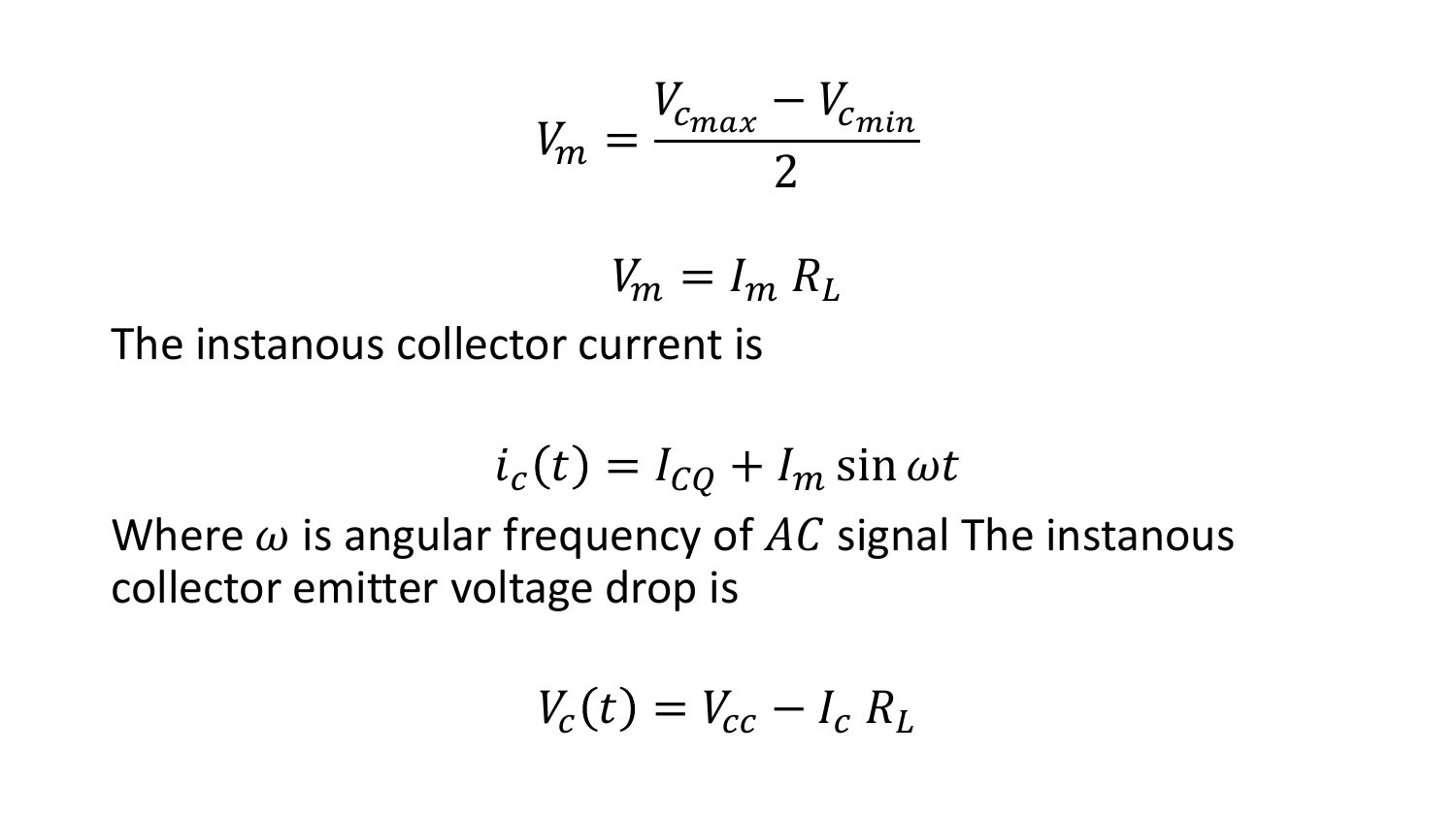$$V_m = \frac{V_{c_{max}} - V_{c_{min}}}{2}$$

$$V_m = I_m \, R_L$$

The instanous collector current is

$$i_c(t) = I_{CQ} + I_m \sin \omega t$$

Where $\omega$ is angular frequency of $AC$ signal The instanous collector emitter voltage drop is

$$V_c(t) = V_{cc} - I_c \, R_L$$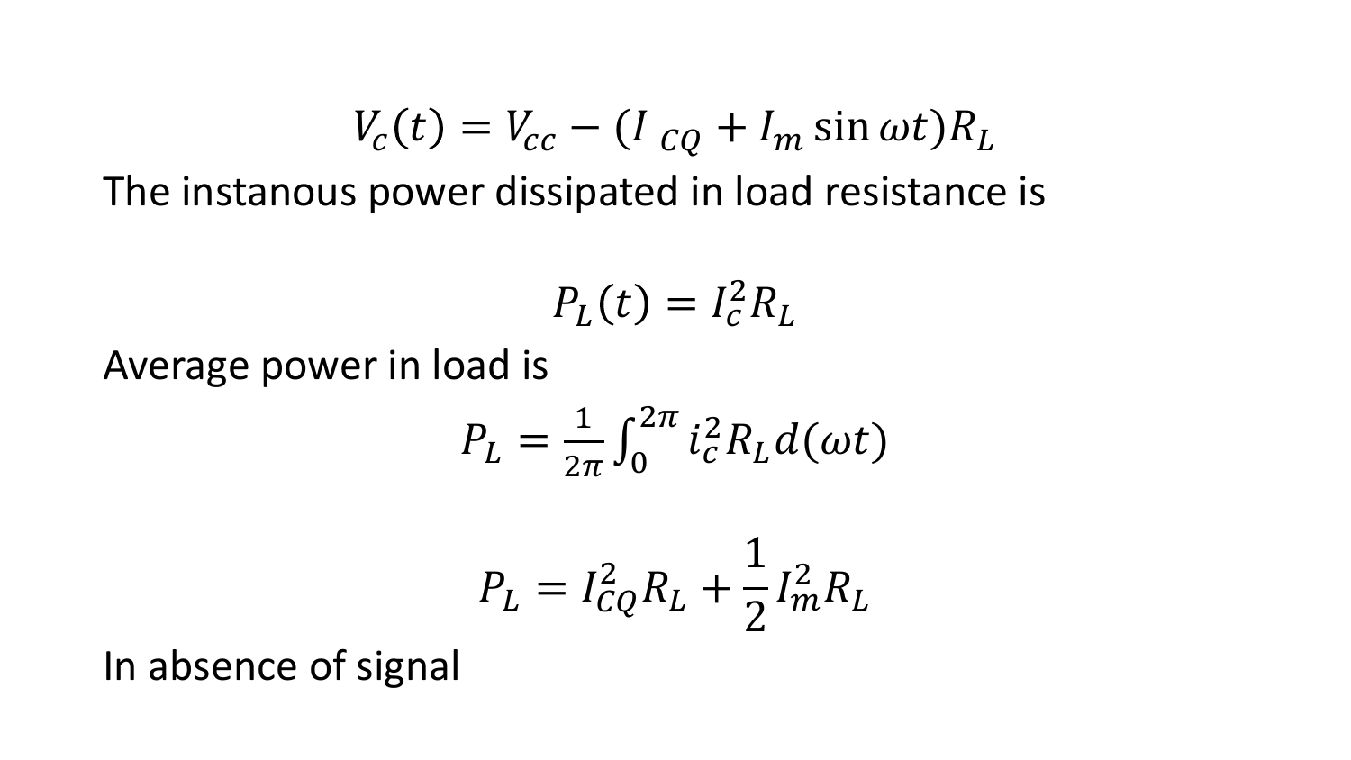$$V_c(t) = V_{cc} - (I_{CQ} + I_m \sin \omega t)R_L$$

The instanous power dissipated in load resistance is

$$P_L(t) = I_c^2 R_L$$

Average power in load is

$$P_L = \frac{1}{2\pi} \int_0^{2\pi} i_c^2 R_L d(\omega t)$$

$$P_L = I_{CQ}^2 R_L + \frac{1}{2} I_m^2 R_L$$

In absence of signal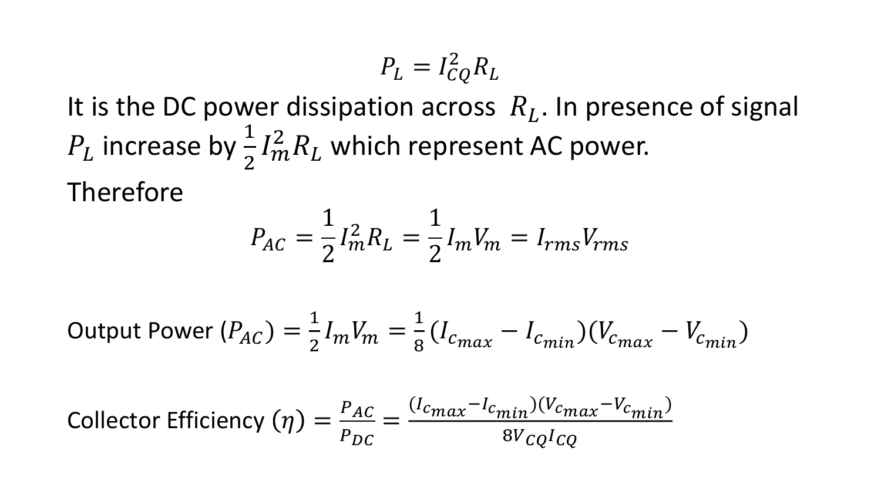$$P_L = I_{CQ}^2 R_L$$

It is the DC power dissipation across $R_L$. In presence of signal $P_L$ increase by $\frac{1}{2} I_m^2 R_L$ which represent AC power.

Therefore

$$P_{AC} = \frac{1}{2} I_m^2 R_L = \frac{1}{2} I_m V_m = I_{rms} V_{rms}$$

Output Power ($P_{AC}$) $= \frac{1}{2} I_m V_m = \frac{1}{8}(I_{c_{max}} - I_{c_{min}})(V_{c_{max}} - V_{c_{min}})$

Collector Efficiency ($\eta$) $= \frac{P_{AC}}{P_{DC}} = \frac{(I_{c_{max}} - I_{c_{min}})(V_{c_{max}} - V_{c_{min}})}{8 V_{CQ} I_{CQ}}$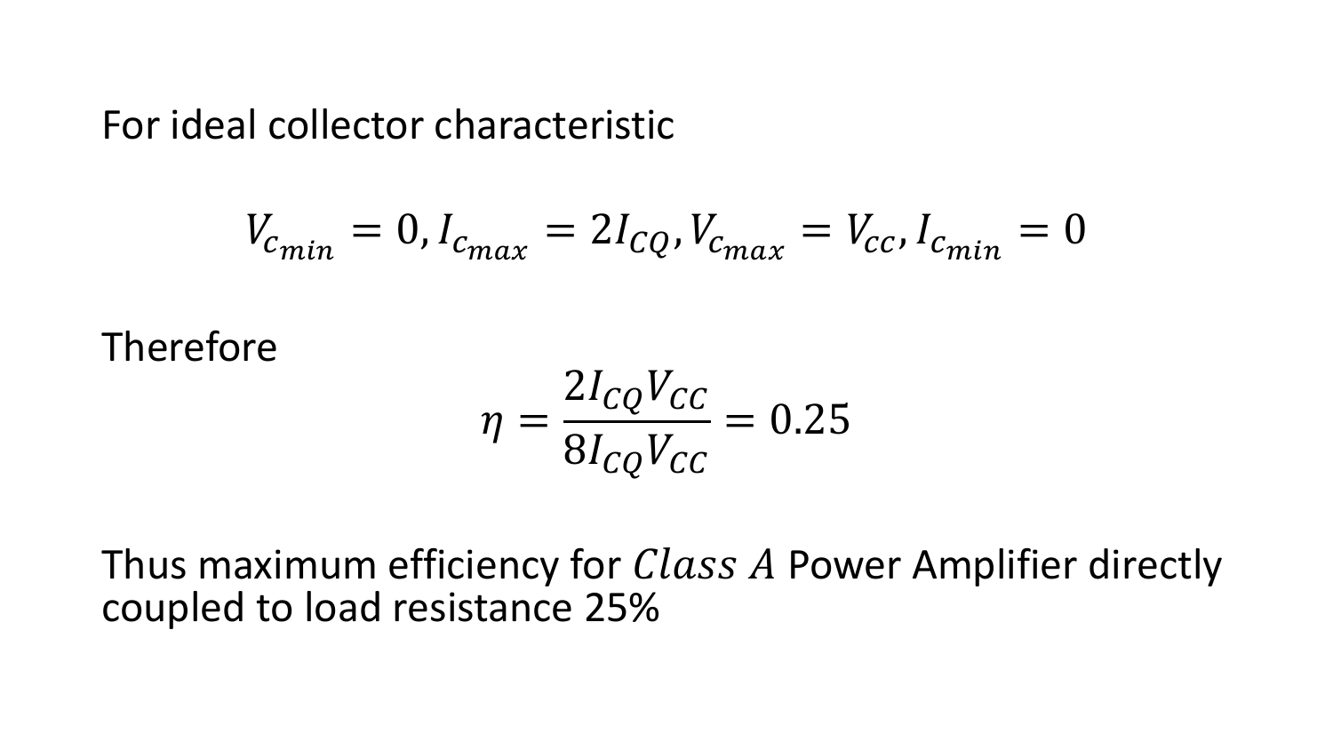For ideal collector characteristic

$$V_{c_{min}} = 0, I_{c_{max}} = 2I_{CQ}, V_{c_{max}} = V_{cc}, I_{c_{min}} = 0$$

Therefore

$$\eta = \frac{2I_{CQ}V_{CC}}{8I_{CQ}V_{CC}} = 0.25$$

Thus maximum efficiency for $Class\ A$ Power Amplifier directly coupled to load resistance 25%